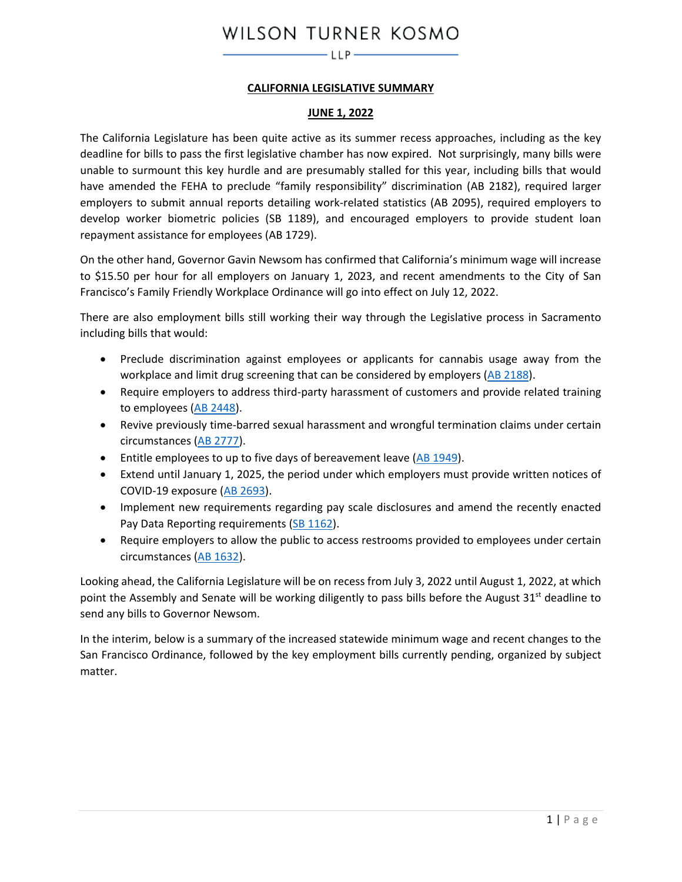WILSON TURNER KOSMO

LLP

**CALIFORNIA LEGISLATIVE SUMMARY**

**JUNE 1, 2022**

The California Legislature has been quite active as its summer recess approaches, including as the key deadline for bills to pass the first legislative chamber has now expired. Not surprisingly, many bills were unable to surmount this key hurdle and are presumably stalled for this year, including bills that would have amended the FEHA to preclude "family responsibility" discrimination (AB 2182), required larger employers to submit annual reports detailing work-related statistics (AB 2095), required employers to develop worker biometric policies (SB 1189), and encouraged employers to provide student loan repayment assistance for employees (AB 1729).

On the other hand, Governor Gavin Newsom has confirmed that California's minimum wage will increase to $15.50 per hour for all employers on January 1, 2023, and recent amendments to the City of San Francisco's Family Friendly Workplace Ordinance will go into effect on July 12, 2022.

There are also employment bills still working their way through the Legislative process in Sacramento including bills that would:

- Preclude discrimination against employees or applicants for cannabis usage away from the workplace and limit drug screening that can be considered by employers (AB 2188).
- Require employers to address third-party harassment of customers and provide related training to employees (AB 2448).
- Revive previously time-barred sexual harassment and wrongful termination claims under certain circumstances (AB 2777).
- Entitle employees to up to five days of bereavement leave (AB 1949).
- Extend until January 1, 2025, the period under which employers must provide written notices of COVID-19 exposure (AB 2693).
- Implement new requirements regarding pay scale disclosures and amend the recently enacted Pay Data Reporting requirements (SB 1162).
- Require employers to allow the public to access restrooms provided to employees under certain circumstances (AB 1632).

Looking ahead, the California Legislature will be on recess from July 3, 2022 until August 1, 2022, at which point the Assembly and Senate will be working diligently to pass bills before the August 31st deadline to send any bills to Governor Newsom.

In the interim, below is a summary of the increased statewide minimum wage and recent changes to the San Francisco Ordinance, followed by the key employment bills currently pending, organized by subject matter.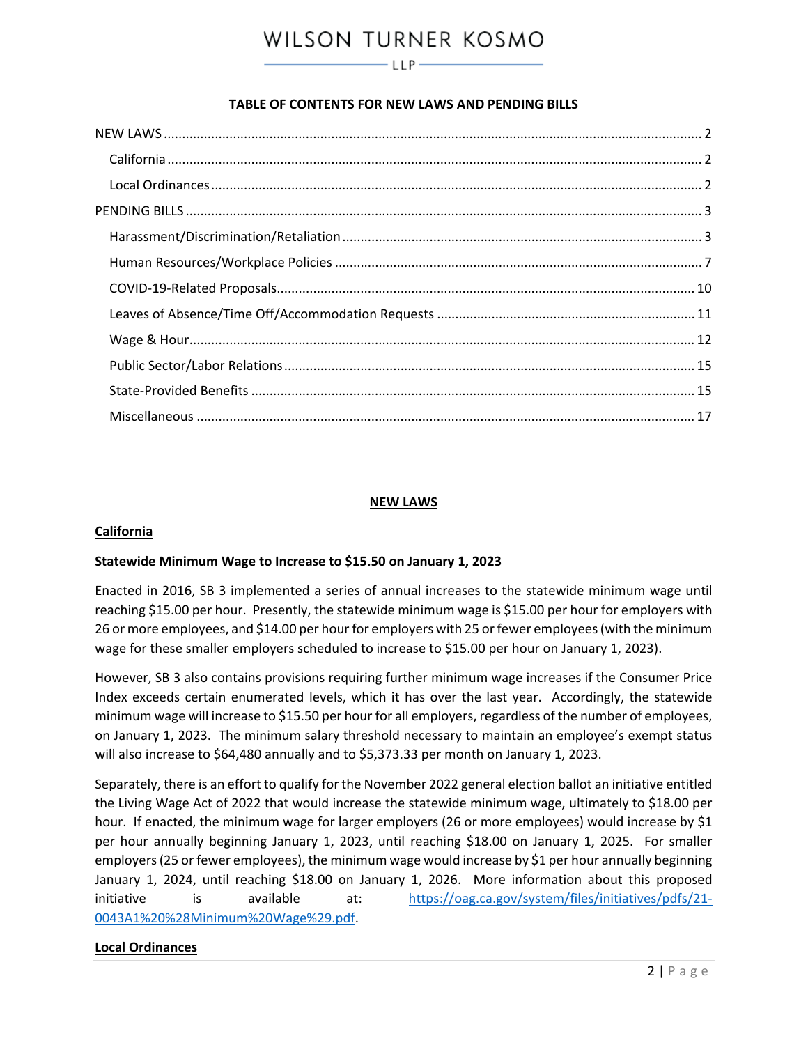WILSON TURNER KOSMO

LLP

**TABLE OF CONTENTS FOR NEW LAWS AND PENDING BILLS**

- NEW LAWS ... 2
  - California ... 2
  - Local Ordinances ... 2
- PENDING BILLS ... 3
  - Harassment/Discrimination/Retaliation ... 3
  - Human Resources/Workplace Policies ... 7
  - COVID-19-Related Proposals ... 10
  - Leaves of Absence/Time Off/Accommodation Requests ... 11
  - Wage & Hour ... 12
  - Public Sector/Labor Relations ... 15
  - State-Provided Benefits ... 15
  - Miscellaneous ... 17

## NEW LAWS

### California

**Statewide Minimum Wage to Increase to $15.50 on January 1, 2023**

Enacted in 2016, SB 3 implemented a series of annual increases to the statewide minimum wage until reaching $15.00 per hour. Presently, the statewide minimum wage is $15.00 per hour for employers with 26 or more employees, and $14.00 per hour for employers with 25 or fewer employees (with the minimum wage for these smaller employers scheduled to increase to $15.00 per hour on January 1, 2023).

However, SB 3 also contains provisions requiring further minimum wage increases if the Consumer Price Index exceeds certain enumerated levels, which it has over the last year. Accordingly, the statewide minimum wage will increase to $15.50 per hour for all employers, regardless of the number of employees, on January 1, 2023. The minimum salary threshold necessary to maintain an employee's exempt status will also increase to $64,480 annually and to $5,373.33 per month on January 1, 2023.

Separately, there is an effort to qualify for the November 2022 general election ballot an initiative entitled the Living Wage Act of 2022 that would increase the statewide minimum wage, ultimately to $18.00 per hour. If enacted, the minimum wage for larger employers (26 or more employees) would increase by $1 per hour annually beginning January 1, 2023, until reaching $18.00 on January 1, 2025. For smaller employers (25 or fewer employees), the minimum wage would increase by $1 per hour annually beginning January 1, 2024, until reaching $18.00 on January 1, 2026. More information about this proposed initiative is available at: [https://oag.ca.gov/system/files/initiatives/pdfs/21-0043A1%20%28Minimum%20Wage%29.pdf](https://oag.ca.gov/system/files/initiatives/pdfs/21-0043A1%20%28Minimum%20Wage%29.pdf).

### Local Ordinances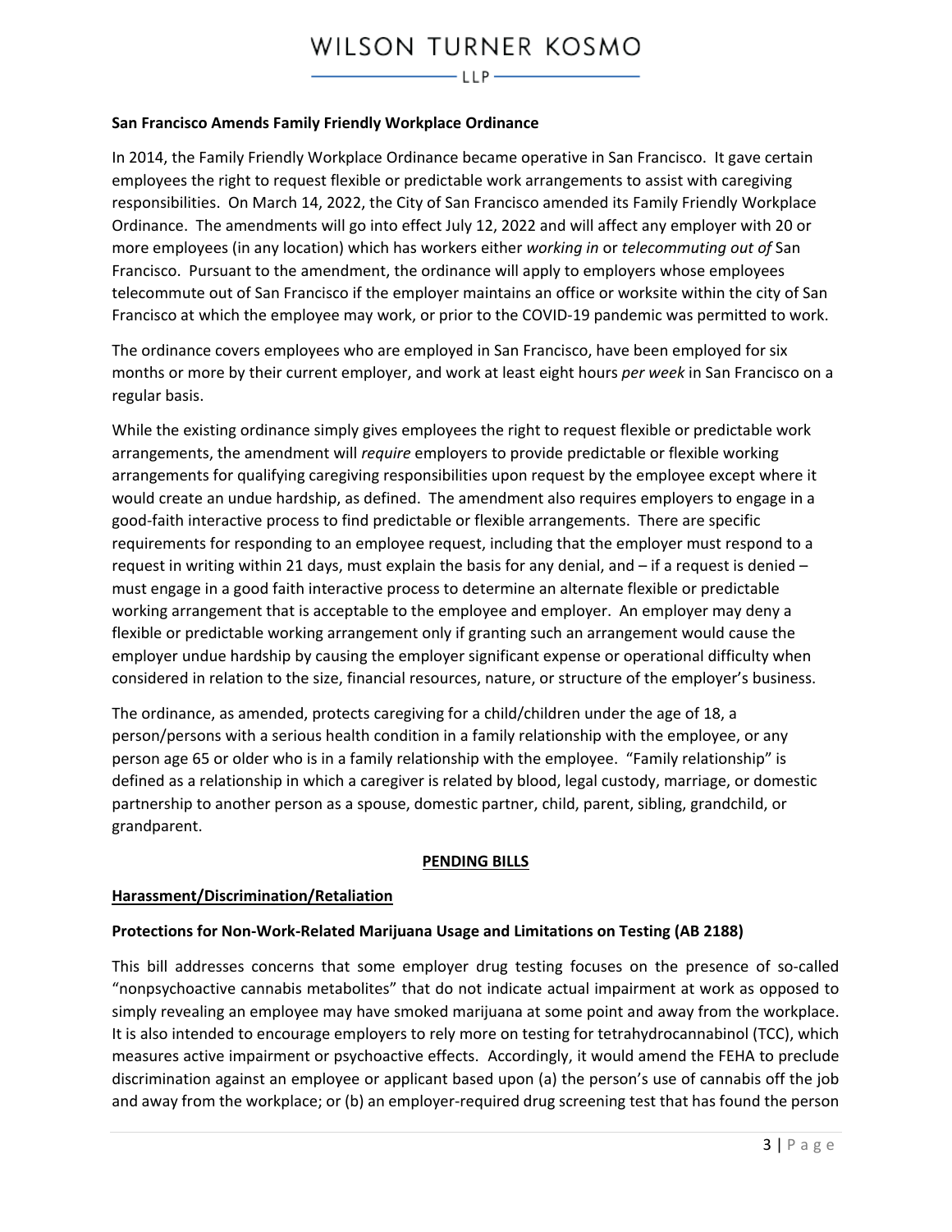**San Francisco Amends Family Friendly Workplace Ordinance**

In 2014, the Family Friendly Workplace Ordinance became operative in San Francisco. It gave certain employees the right to request flexible or predictable work arrangements to assist with caregiving responsibilities. On March 14, 2022, the City of San Francisco amended its Family Friendly Workplace Ordinance. The amendments will go into effect July 12, 2022 and will affect any employer with 20 or more employees (in any location) which has workers either *working in* or *telecommuting out of* San Francisco. Pursuant to the amendment, the ordinance will apply to employers whose employees telecommute out of San Francisco if the employer maintains an office or worksite within the city of San Francisco at which the employee may work, or prior to the COVID-19 pandemic was permitted to work.

The ordinance covers employees who are employed in San Francisco, have been employed for six months or more by their current employer, and work at least eight hours *per week* in San Francisco on a regular basis.

While the existing ordinance simply gives employees the right to request flexible or predictable work arrangements, the amendment will *require* employers to provide predictable or flexible working arrangements for qualifying caregiving responsibilities upon request by the employee except where it would create an undue hardship, as defined. The amendment also requires employers to engage in a good-faith interactive process to find predictable or flexible arrangements. There are specific requirements for responding to an employee request, including that the employer must respond to a request in writing within 21 days, must explain the basis for any denial, and – if a request is denied – must engage in a good faith interactive process to determine an alternate flexible or predictable working arrangement that is acceptable to the employee and employer. An employer may deny a flexible or predictable working arrangement only if granting such an arrangement would cause the employer undue hardship by causing the employer significant expense or operational difficulty when considered in relation to the size, financial resources, nature, or structure of the employer's business.

The ordinance, as amended, protects caregiving for a child/children under the age of 18, a person/persons with a serious health condition in a family relationship with the employee, or any person age 65 or older who is in a family relationship with the employee. "Family relationship" is defined as a relationship in which a caregiver is related by blood, legal custody, marriage, or domestic partnership to another person as a spouse, domestic partner, child, parent, sibling, grandchild, or grandparent.

## PENDING BILLS

### Harassment/Discrimination/Retaliation

**Protections for Non-Work-Related Marijuana Usage and Limitations on Testing (AB 2188)**

This bill addresses concerns that some employer drug testing focuses on the presence of so-called "nonpsychoactive cannabis metabolites" that do not indicate actual impairment at work as opposed to simply revealing an employee may have smoked marijuana at some point and away from the workplace. It is also intended to encourage employers to rely more on testing for tetrahydrocannabinol (TCC), which measures active impairment or psychoactive effects. Accordingly, it would amend the FEHA to preclude discrimination against an employee or applicant based upon (a) the person's use of cannabis off the job and away from the workplace; or (b) an employer-required drug screening test that has found the person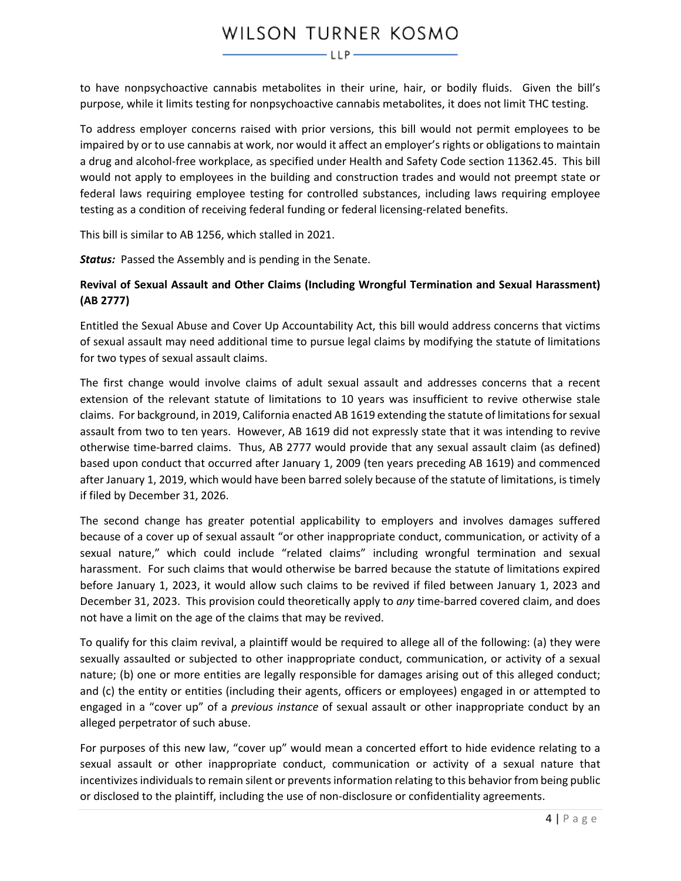to have nonpsychoactive cannabis metabolites in their urine, hair, or bodily fluids. Given the bill's purpose, while it limits testing for nonpsychoactive cannabis metabolites, it does not limit THC testing.

To address employer concerns raised with prior versions, this bill would not permit employees to be impaired by or to use cannabis at work, nor would it affect an employer's rights or obligations to maintain a drug and alcohol-free workplace, as specified under Health and Safety Code section 11362.45. This bill would not apply to employees in the building and construction trades and would not preempt state or federal laws requiring employee testing for controlled substances, including laws requiring employee testing as a condition of receiving federal funding or federal licensing-related benefits.

This bill is similar to AB 1256, which stalled in 2021.

***Status:*** Passed the Assembly and is pending in the Senate.

**Revival of Sexual Assault and Other Claims (Including Wrongful Termination and Sexual Harassment) (AB 2777)**

Entitled the Sexual Abuse and Cover Up Accountability Act, this bill would address concerns that victims of sexual assault may need additional time to pursue legal claims by modifying the statute of limitations for two types of sexual assault claims.

The first change would involve claims of adult sexual assault and addresses concerns that a recent extension of the relevant statute of limitations to 10 years was insufficient to revive otherwise stale claims. For background, in 2019, California enacted AB 1619 extending the statute of limitations for sexual assault from two to ten years. However, AB 1619 did not expressly state that it was intending to revive otherwise time-barred claims. Thus, AB 2777 would provide that any sexual assault claim (as defined) based upon conduct that occurred after January 1, 2009 (ten years preceding AB 1619) and commenced after January 1, 2019, which would have been barred solely because of the statute of limitations, is timely if filed by December 31, 2026.

The second change has greater potential applicability to employers and involves damages suffered because of a cover up of sexual assault "or other inappropriate conduct, communication, or activity of a sexual nature," which could include "related claims" including wrongful termination and sexual harassment. For such claims that would otherwise be barred because the statute of limitations expired before January 1, 2023, it would allow such claims to be revived if filed between January 1, 2023 and December 31, 2023. This provision could theoretically apply to *any* time-barred covered claim, and does not have a limit on the age of the claims that may be revived.

To qualify for this claim revival, a plaintiff would be required to allege all of the following: (a) they were sexually assaulted or subjected to other inappropriate conduct, communication, or activity of a sexual nature; (b) one or more entities are legally responsible for damages arising out of this alleged conduct; and (c) the entity or entities (including their agents, officers or employees) engaged in or attempted to engaged in a "cover up" of a *previous instance* of sexual assault or other inappropriate conduct by an alleged perpetrator of such abuse.

For purposes of this new law, "cover up" would mean a concerted effort to hide evidence relating to a sexual assault or other inappropriate conduct, communication or activity of a sexual nature that incentivizes individuals to remain silent or prevents information relating to this behavior from being public or disclosed to the plaintiff, including the use of non-disclosure or confidentiality agreements.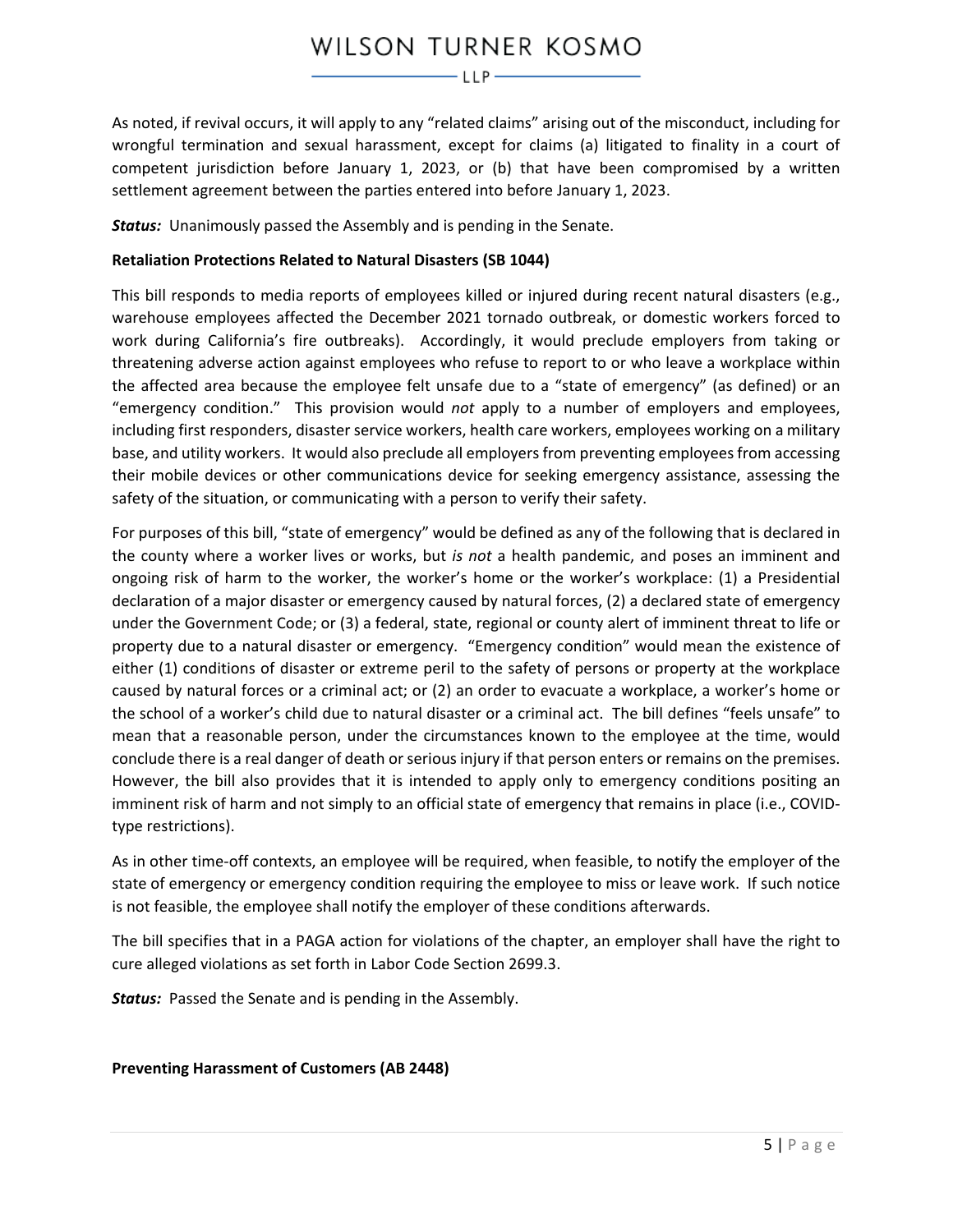As noted, if revival occurs, it will apply to any "related claims" arising out of the misconduct, including for wrongful termination and sexual harassment, except for claims (a) litigated to finality in a court of competent jurisdiction before January 1, 2023, or (b) that have been compromised by a written settlement agreement between the parties entered into before January 1, 2023.

***Status:*** Unanimously passed the Assembly and is pending in the Senate.

**Retaliation Protections Related to Natural Disasters (SB 1044)**

This bill responds to media reports of employees killed or injured during recent natural disasters (e.g., warehouse employees affected the December 2021 tornado outbreak, or domestic workers forced to work during California's fire outbreaks). Accordingly, it would preclude employers from taking or threatening adverse action against employees who refuse to report to or who leave a workplace within the affected area because the employee felt unsafe due to a "state of emergency" (as defined) or an "emergency condition." This provision would *not* apply to a number of employers and employees, including first responders, disaster service workers, health care workers, employees working on a military base, and utility workers. It would also preclude all employers from preventing employees from accessing their mobile devices or other communications device for seeking emergency assistance, assessing the safety of the situation, or communicating with a person to verify their safety.

For purposes of this bill, "state of emergency" would be defined as any of the following that is declared in the county where a worker lives or works, but *is not* a health pandemic, and poses an imminent and ongoing risk of harm to the worker, the worker's home or the worker's workplace: (1) a Presidential declaration of a major disaster or emergency caused by natural forces, (2) a declared state of emergency under the Government Code; or (3) a federal, state, regional or county alert of imminent threat to life or property due to a natural disaster or emergency. "Emergency condition" would mean the existence of either (1) conditions of disaster or extreme peril to the safety of persons or property at the workplace caused by natural forces or a criminal act; or (2) an order to evacuate a workplace, a worker's home or the school of a worker's child due to natural disaster or a criminal act. The bill defines "feels unsafe" to mean that a reasonable person, under the circumstances known to the employee at the time, would conclude there is a real danger of death or serious injury if that person enters or remains on the premises. However, the bill also provides that it is intended to apply only to emergency conditions positing an imminent risk of harm and not simply to an official state of emergency that remains in place (i.e., COVID-type restrictions).

As in other time-off contexts, an employee will be required, when feasible, to notify the employer of the state of emergency or emergency condition requiring the employee to miss or leave work. If such notice is not feasible, the employee shall notify the employer of these conditions afterwards.

The bill specifies that in a PAGA action for violations of the chapter, an employer shall have the right to cure alleged violations as set forth in Labor Code Section 2699.3.

***Status:*** Passed the Senate and is pending in the Assembly.

**Preventing Harassment of Customers (AB 2448)**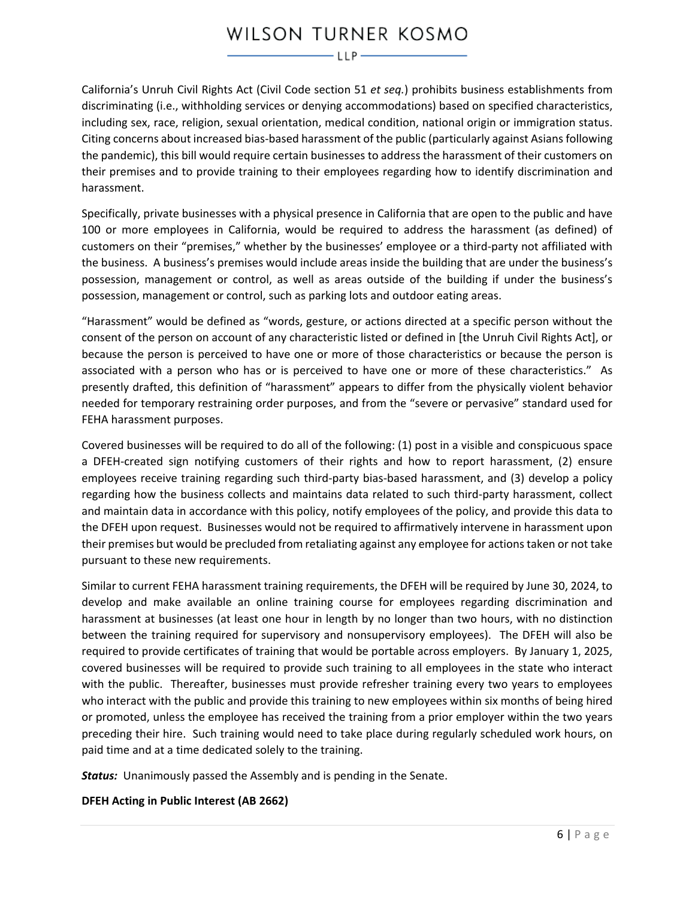California's Unruh Civil Rights Act (Civil Code section 51 *et seq.*) prohibits business establishments from discriminating (i.e., withholding services or denying accommodations) based on specified characteristics, including sex, race, religion, sexual orientation, medical condition, national origin or immigration status. Citing concerns about increased bias-based harassment of the public (particularly against Asians following the pandemic), this bill would require certain businesses to address the harassment of their customers on their premises and to provide training to their employees regarding how to identify discrimination and harassment.

Specifically, private businesses with a physical presence in California that are open to the public and have 100 or more employees in California, would be required to address the harassment (as defined) of customers on their "premises," whether by the businesses' employee or a third-party not affiliated with the business. A business's premises would include areas inside the building that are under the business's possession, management or control, as well as areas outside of the building if under the business's possession, management or control, such as parking lots and outdoor eating areas.

"Harassment" would be defined as "words, gesture, or actions directed at a specific person without the consent of the person on account of any characteristic listed or defined in [the Unruh Civil Rights Act], or because the person is perceived to have one or more of those characteristics or because the person is associated with a person who has or is perceived to have one or more of these characteristics." As presently drafted, this definition of "harassment" appears to differ from the physically violent behavior needed for temporary restraining order purposes, and from the "severe or pervasive" standard used for FEHA harassment purposes.

Covered businesses will be required to do all of the following: (1) post in a visible and conspicuous space a DFEH-created sign notifying customers of their rights and how to report harassment, (2) ensure employees receive training regarding such third-party bias-based harassment, and (3) develop a policy regarding how the business collects and maintains data related to such third-party harassment, collect and maintain data in accordance with this policy, notify employees of the policy, and provide this data to the DFEH upon request. Businesses would not be required to affirmatively intervene in harassment upon their premises but would be precluded from retaliating against any employee for actions taken or not take pursuant to these new requirements.

Similar to current FEHA harassment training requirements, the DFEH will be required by June 30, 2024, to develop and make available an online training course for employees regarding discrimination and harassment at businesses (at least one hour in length by no longer than two hours, with no distinction between the training required for supervisory and nonsupervisory employees). The DFEH will also be required to provide certificates of training that would be portable across employers. By January 1, 2025, covered businesses will be required to provide such training to all employees in the state who interact with the public. Thereafter, businesses must provide refresher training every two years to employees who interact with the public and provide this training to new employees within six months of being hired or promoted, unless the employee has received the training from a prior employer within the two years preceding their hire. Such training would need to take place during regularly scheduled work hours, on paid time and at a time dedicated solely to the training.

***Status:*** Unanimously passed the Assembly and is pending in the Senate.

**DFEH Acting in Public Interest (AB 2662)**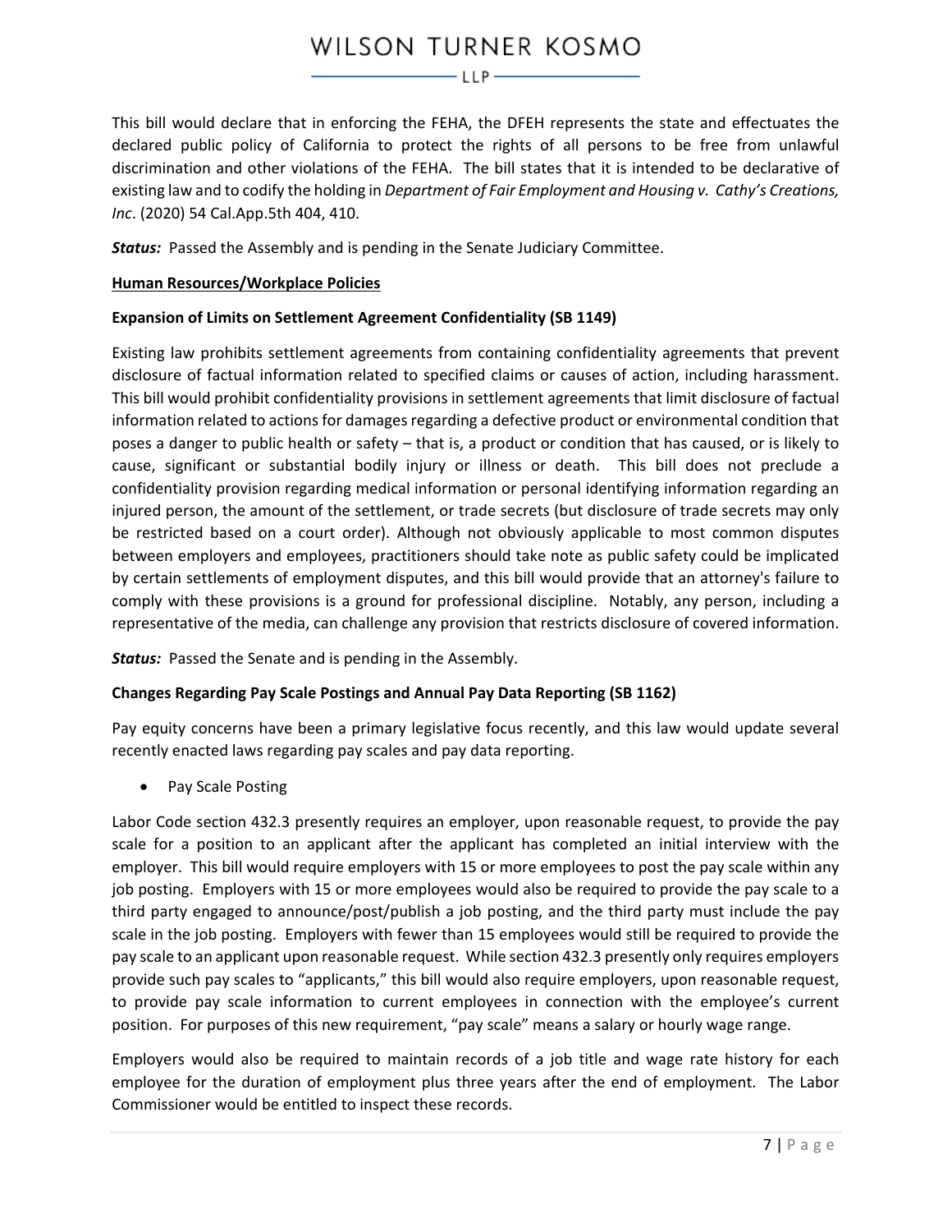This bill would declare that in enforcing the FEHA, the DFEH represents the state and effectuates the declared public policy of California to protect the rights of all persons to be free from unlawful discrimination and other violations of the FEHA. The bill states that it is intended to be declarative of existing law and to codify the holding in *Department of Fair Employment and Housing v. Cathy's Creations, Inc*. (2020) 54 Cal.App.5th 404, 410.

***Status:*** Passed the Assembly and is pending in the Senate Judiciary Committee.

**Human Resources/Workplace Policies**

**Expansion of Limits on Settlement Agreement Confidentiality (SB 1149)**

Existing law prohibits settlement agreements from containing confidentiality agreements that prevent disclosure of factual information related to specified claims or causes of action, including harassment. This bill would prohibit confidentiality provisions in settlement agreements that limit disclosure of factual information related to actions for damages regarding a defective product or environmental condition that poses a danger to public health or safety – that is, a product or condition that has caused, or is likely to cause, significant or substantial bodily injury or illness or death. This bill does not preclude a confidentiality provision regarding medical information or personal identifying information regarding an injured person, the amount of the settlement, or trade secrets (but disclosure of trade secrets may only be restricted based on a court order). Although not obviously applicable to most common disputes between employers and employees, practitioners should take note as public safety could be implicated by certain settlements of employment disputes, and this bill would provide that an attorney's failure to comply with these provisions is a ground for professional discipline. Notably, any person, including a representative of the media, can challenge any provision that restricts disclosure of covered information.

***Status:*** Passed the Senate and is pending in the Assembly.

**Changes Regarding Pay Scale Postings and Annual Pay Data Reporting (SB 1162)**

Pay equity concerns have been a primary legislative focus recently, and this law would update several recently enacted laws regarding pay scales and pay data reporting.

- Pay Scale Posting

Labor Code section 432.3 presently requires an employer, upon reasonable request, to provide the pay scale for a position to an applicant after the applicant has completed an initial interview with the employer. This bill would require employers with 15 or more employees to post the pay scale within any job posting. Employers with 15 or more employees would also be required to provide the pay scale to a third party engaged to announce/post/publish a job posting, and the third party must include the pay scale in the job posting. Employers with fewer than 15 employees would still be required to provide the pay scale to an applicant upon reasonable request. While section 432.3 presently only requires employers provide such pay scales to "applicants," this bill would also require employers, upon reasonable request, to provide pay scale information to current employees in connection with the employee's current position. For purposes of this new requirement, "pay scale" means a salary or hourly wage range.

Employers would also be required to maintain records of a job title and wage rate history for each employee for the duration of employment plus three years after the end of employment. The Labor Commissioner would be entitled to inspect these records.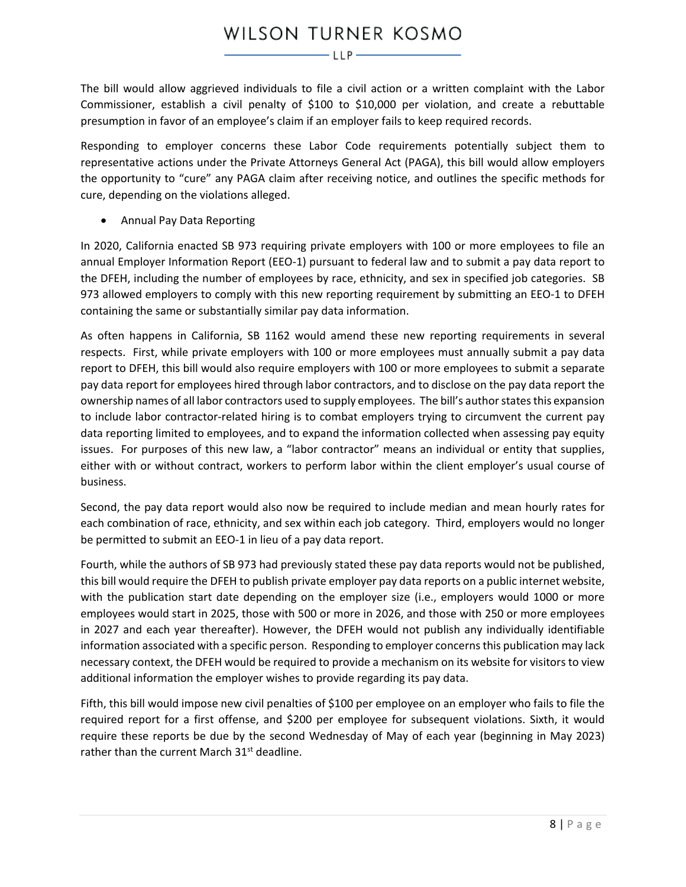The bill would allow aggrieved individuals to file a civil action or a written complaint with the Labor Commissioner, establish a civil penalty of $100 to $10,000 per violation, and create a rebuttable presumption in favor of an employee's claim if an employer fails to keep required records.

Responding to employer concerns these Labor Code requirements potentially subject them to representative actions under the Private Attorneys General Act (PAGA), this bill would allow employers the opportunity to "cure" any PAGA claim after receiving notice, and outlines the specific methods for cure, depending on the violations alleged.

- Annual Pay Data Reporting

In 2020, California enacted SB 973 requiring private employers with 100 or more employees to file an annual Employer Information Report (EEO-1) pursuant to federal law and to submit a pay data report to the DFEH, including the number of employees by race, ethnicity, and sex in specified job categories. SB 973 allowed employers to comply with this new reporting requirement by submitting an EEO-1 to DFEH containing the same or substantially similar pay data information.

As often happens in California, SB 1162 would amend these new reporting requirements in several respects. First, while private employers with 100 or more employees must annually submit a pay data report to DFEH, this bill would also require employers with 100 or more employees to submit a separate pay data report for employees hired through labor contractors, and to disclose on the pay data report the ownership names of all labor contractors used to supply employees. The bill's author states this expansion to include labor contractor-related hiring is to combat employers trying to circumvent the current pay data reporting limited to employees, and to expand the information collected when assessing pay equity issues. For purposes of this new law, a "labor contractor" means an individual or entity that supplies, either with or without contract, workers to perform labor within the client employer's usual course of business.

Second, the pay data report would also now be required to include median and mean hourly rates for each combination of race, ethnicity, and sex within each job category. Third, employers would no longer be permitted to submit an EEO-1 in lieu of a pay data report.

Fourth, while the authors of SB 973 had previously stated these pay data reports would not be published, this bill would require the DFEH to publish private employer pay data reports on a public internet website, with the publication start date depending on the employer size (i.e., employers would 1000 or more employees would start in 2025, those with 500 or more in 2026, and those with 250 or more employees in 2027 and each year thereafter). However, the DFEH would not publish any individually identifiable information associated with a specific person. Responding to employer concerns this publication may lack necessary context, the DFEH would be required to provide a mechanism on its website for visitors to view additional information the employer wishes to provide regarding its pay data.

Fifth, this bill would impose new civil penalties of $100 per employee on an employer who fails to file the required report for a first offense, and $200 per employee for subsequent violations. Sixth, it would require these reports be due by the second Wednesday of May of each year (beginning in May 2023) rather than the current March 31st deadline.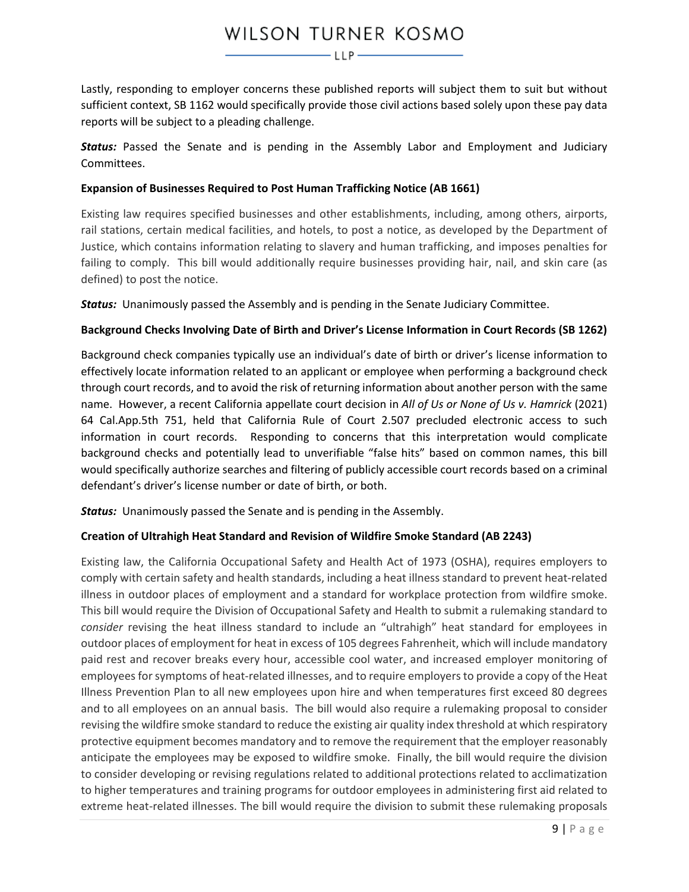Lastly, responding to employer concerns these published reports will subject them to suit but without sufficient context, SB 1162 would specifically provide those civil actions based solely upon these pay data reports will be subject to a pleading challenge.

***Status:*** Passed the Senate and is pending in the Assembly Labor and Employment and Judiciary Committees.

**Expansion of Businesses Required to Post Human Trafficking Notice (AB 1661)**

Existing law requires specified businesses and other establishments, including, among others, airports, rail stations, certain medical facilities, and hotels, to post a notice, as developed by the Department of Justice, which contains information relating to slavery and human trafficking, and imposes penalties for failing to comply. This bill would additionally require businesses providing hair, nail, and skin care (as defined) to post the notice.

***Status:*** Unanimously passed the Assembly and is pending in the Senate Judiciary Committee.

**Background Checks Involving Date of Birth and Driver's License Information in Court Records (SB 1262)**

Background check companies typically use an individual's date of birth or driver's license information to effectively locate information related to an applicant or employee when performing a background check through court records, and to avoid the risk of returning information about another person with the same name. However, a recent California appellate court decision in *All of Us or None of Us v. Hamrick* (2021) 64 Cal.App.5th 751, held that California Rule of Court 2.507 precluded electronic access to such information in court records. Responding to concerns that this interpretation would complicate background checks and potentially lead to unverifiable "false hits" based on common names, this bill would specifically authorize searches and filtering of publicly accessible court records based on a criminal defendant's driver's license number or date of birth, or both.

***Status:*** Unanimously passed the Senate and is pending in the Assembly.

**Creation of Ultrahigh Heat Standard and Revision of Wildfire Smoke Standard (AB 2243)**

Existing law, the California Occupational Safety and Health Act of 1973 (OSHA), requires employers to comply with certain safety and health standards, including a heat illness standard to prevent heat-related illness in outdoor places of employment and a standard for workplace protection from wildfire smoke. This bill would require the Division of Occupational Safety and Health to submit a rulemaking standard to *consider* revising the heat illness standard to include an "ultrahigh" heat standard for employees in outdoor places of employment for heat in excess of 105 degrees Fahrenheit, which will include mandatory paid rest and recover breaks every hour, accessible cool water, and increased employer monitoring of employees for symptoms of heat-related illnesses, and to require employers to provide a copy of the Heat Illness Prevention Plan to all new employees upon hire and when temperatures first exceed 80 degrees and to all employees on an annual basis. The bill would also require a rulemaking proposal to consider revising the wildfire smoke standard to reduce the existing air quality index threshold at which respiratory protective equipment becomes mandatory and to remove the requirement that the employer reasonably anticipate the employees may be exposed to wildfire smoke. Finally, the bill would require the division to consider developing or revising regulations related to additional protections related to acclimatization to higher temperatures and training programs for outdoor employees in administering first aid related to extreme heat-related illnesses. The bill would require the division to submit these rulemaking proposals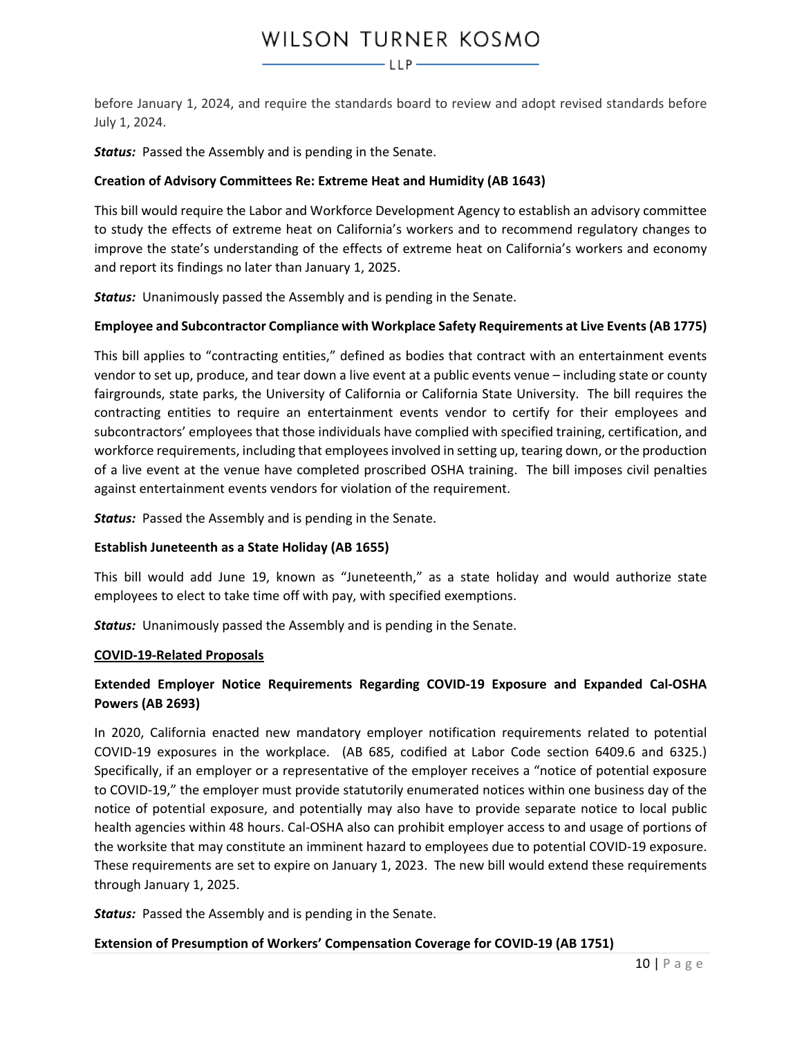before January 1, 2024, and require the standards board to review and adopt revised standards before July 1, 2024.

***Status:*** Passed the Assembly and is pending in the Senate.

**Creation of Advisory Committees Re: Extreme Heat and Humidity (AB 1643)**

This bill would require the Labor and Workforce Development Agency to establish an advisory committee to study the effects of extreme heat on California's workers and to recommend regulatory changes to improve the state's understanding of the effects of extreme heat on California's workers and economy and report its findings no later than January 1, 2025.

***Status:*** Unanimously passed the Assembly and is pending in the Senate.

**Employee and Subcontractor Compliance with Workplace Safety Requirements at Live Events (AB 1775)**

This bill applies to "contracting entities," defined as bodies that contract with an entertainment events vendor to set up, produce, and tear down a live event at a public events venue – including state or county fairgrounds, state parks, the University of California or California State University. The bill requires the contracting entities to require an entertainment events vendor to certify for their employees and subcontractors' employees that those individuals have complied with specified training, certification, and workforce requirements, including that employees involved in setting up, tearing down, or the production of a live event at the venue have completed proscribed OSHA training. The bill imposes civil penalties against entertainment events vendors for violation of the requirement.

***Status:*** Passed the Assembly and is pending in the Senate.

**Establish Juneteenth as a State Holiday (AB 1655)**

This bill would add June 19, known as "Juneteenth," as a state holiday and would authorize state employees to elect to take time off with pay, with specified exemptions.

***Status:*** Unanimously passed the Assembly and is pending in the Senate.

**<u>COVID-19-Related Proposals</u>**

**Extended Employer Notice Requirements Regarding COVID-19 Exposure and Expanded Cal-OSHA Powers (AB 2693)**

In 2020, California enacted new mandatory employer notification requirements related to potential COVID-19 exposures in the workplace. (AB 685, codified at Labor Code section 6409.6 and 6325.) Specifically, if an employer or a representative of the employer receives a "notice of potential exposure to COVID-19," the employer must provide statutorily enumerated notices within one business day of the notice of potential exposure, and potentially may also have to provide separate notice to local public health agencies within 48 hours. Cal-OSHA also can prohibit employer access to and usage of portions of the worksite that may constitute an imminent hazard to employees due to potential COVID-19 exposure. These requirements are set to expire on January 1, 2023. The new bill would extend these requirements through January 1, 2025.

***Status:*** Passed the Assembly and is pending in the Senate.

**Extension of Presumption of Workers' Compensation Coverage for COVID-19 (AB 1751)**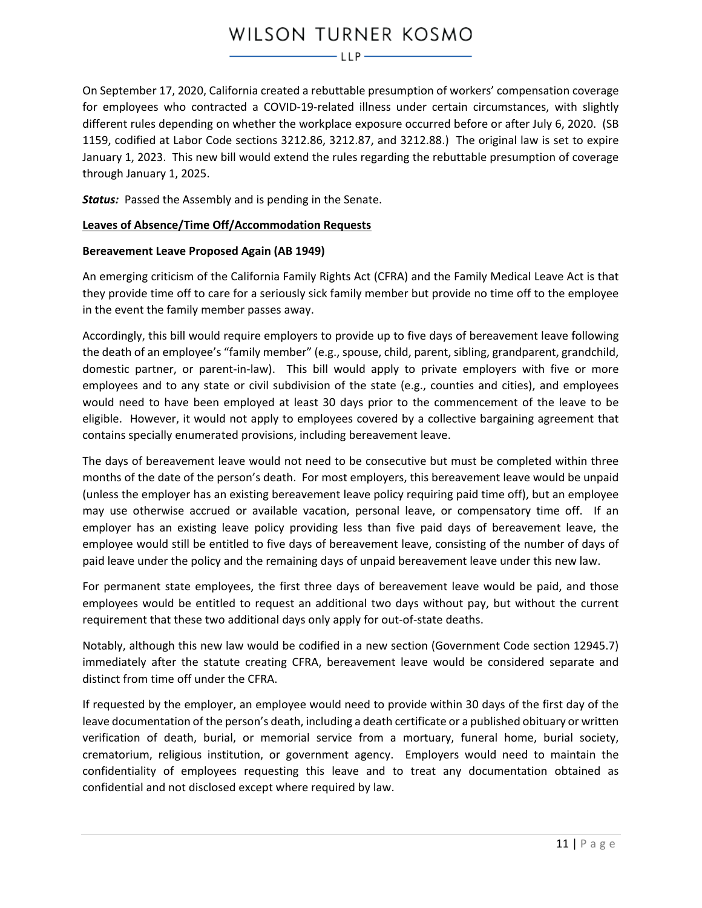On September 17, 2020, California created a rebuttable presumption of workers' compensation coverage for employees who contracted a COVID-19-related illness under certain circumstances, with slightly different rules depending on whether the workplace exposure occurred before or after July 6, 2020. (SB 1159, codified at Labor Code sections 3212.86, 3212.87, and 3212.88.) The original law is set to expire January 1, 2023. This new bill would extend the rules regarding the rebuttable presumption of coverage through January 1, 2025.

***Status:*** Passed the Assembly and is pending in the Senate.

**Leaves of Absence/Time Off/Accommodation Requests**

**Bereavement Leave Proposed Again (AB 1949)**

An emerging criticism of the California Family Rights Act (CFRA) and the Family Medical Leave Act is that they provide time off to care for a seriously sick family member but provide no time off to the employee in the event the family member passes away.

Accordingly, this bill would require employers to provide up to five days of bereavement leave following the death of an employee's "family member" (e.g., spouse, child, parent, sibling, grandparent, grandchild, domestic partner, or parent-in-law). This bill would apply to private employers with five or more employees and to any state or civil subdivision of the state (e.g., counties and cities), and employees would need to have been employed at least 30 days prior to the commencement of the leave to be eligible. However, it would not apply to employees covered by a collective bargaining agreement that contains specially enumerated provisions, including bereavement leave.

The days of bereavement leave would not need to be consecutive but must be completed within three months of the date of the person's death. For most employers, this bereavement leave would be unpaid (unless the employer has an existing bereavement leave policy requiring paid time off), but an employee may use otherwise accrued or available vacation, personal leave, or compensatory time off. If an employer has an existing leave policy providing less than five paid days of bereavement leave, the employee would still be entitled to five days of bereavement leave, consisting of the number of days of paid leave under the policy and the remaining days of unpaid bereavement leave under this new law.

For permanent state employees, the first three days of bereavement leave would be paid, and those employees would be entitled to request an additional two days without pay, but without the current requirement that these two additional days only apply for out-of-state deaths.

Notably, although this new law would be codified in a new section (Government Code section 12945.7) immediately after the statute creating CFRA, bereavement leave would be considered separate and distinct from time off under the CFRA.

If requested by the employer, an employee would need to provide within 30 days of the first day of the leave documentation of the person's death, including a death certificate or a published obituary or written verification of death, burial, or memorial service from a mortuary, funeral home, burial society, crematorium, religious institution, or government agency. Employers would need to maintain the confidentiality of employees requesting this leave and to treat any documentation obtained as confidential and not disclosed except where required by law.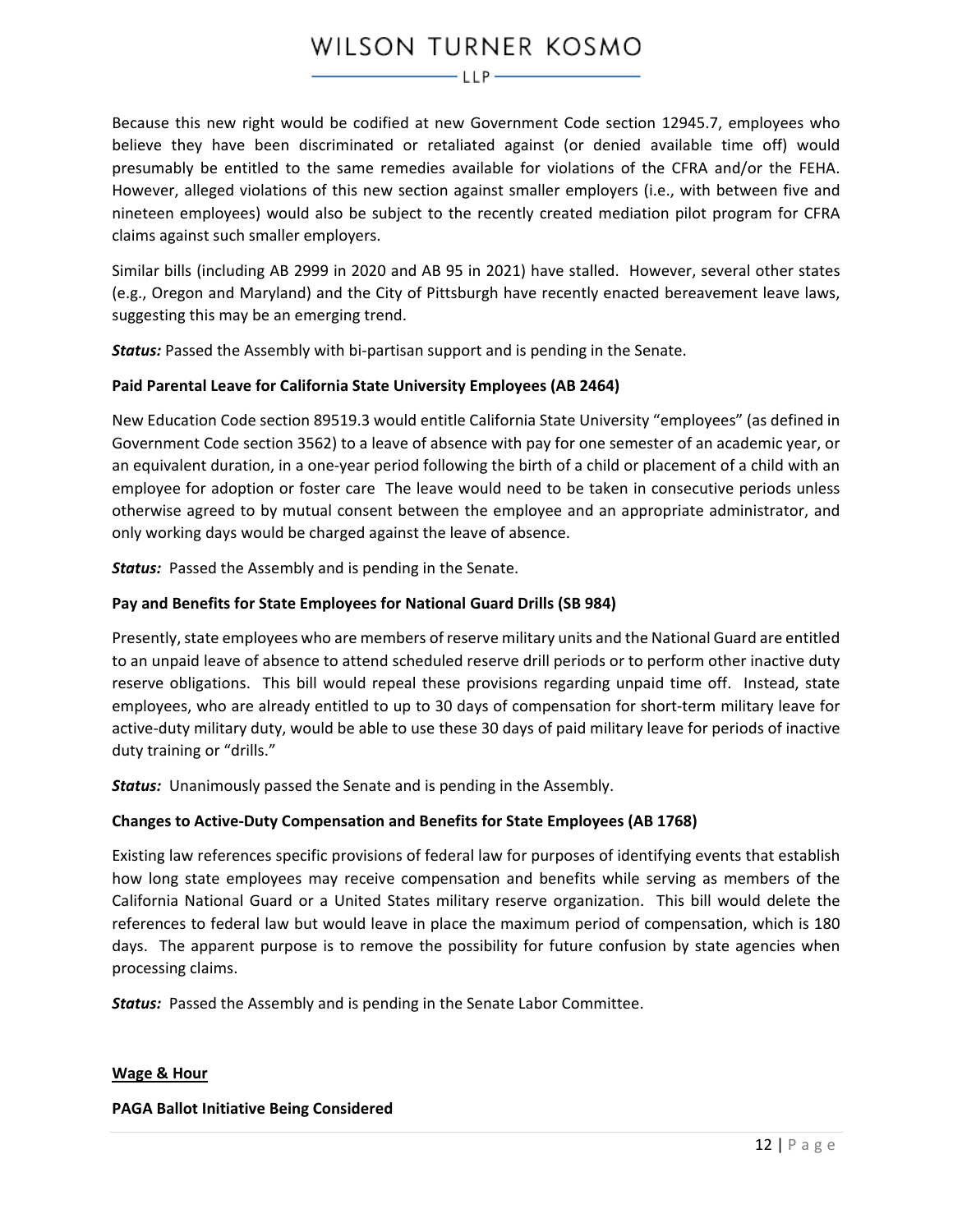Because this new right would be codified at new Government Code section 12945.7, employees who believe they have been discriminated or retaliated against (or denied available time off) would presumably be entitled to the same remedies available for violations of the CFRA and/or the FEHA. However, alleged violations of this new section against smaller employers (i.e., with between five and nineteen employees) would also be subject to the recently created mediation pilot program for CFRA claims against such smaller employers.

Similar bills (including AB 2999 in 2020 and AB 95 in 2021) have stalled. However, several other states (e.g., Oregon and Maryland) and the City of Pittsburgh have recently enacted bereavement leave laws, suggesting this may be an emerging trend.

***Status:*** Passed the Assembly with bi-partisan support and is pending in the Senate.

**Paid Parental Leave for California State University Employees (AB 2464)**

New Education Code section 89519.3 would entitle California State University "employees" (as defined in Government Code section 3562) to a leave of absence with pay for one semester of an academic year, or an equivalent duration, in a one-year period following the birth of a child or placement of a child with an employee for adoption or foster care The leave would need to be taken in consecutive periods unless otherwise agreed to by mutual consent between the employee and an appropriate administrator, and only working days would be charged against the leave of absence.

***Status:*** Passed the Assembly and is pending in the Senate.

**Pay and Benefits for State Employees for National Guard Drills (SB 984)**

Presently, state employees who are members of reserve military units and the National Guard are entitled to an unpaid leave of absence to attend scheduled reserve drill periods or to perform other inactive duty reserve obligations. This bill would repeal these provisions regarding unpaid time off. Instead, state employees, who are already entitled to up to 30 days of compensation for short-term military leave for active-duty military duty, would be able to use these 30 days of paid military leave for periods of inactive duty training or "drills."

***Status:*** Unanimously passed the Senate and is pending in the Assembly.

**Changes to Active-Duty Compensation and Benefits for State Employees (AB 1768)**

Existing law references specific provisions of federal law for purposes of identifying events that establish how long state employees may receive compensation and benefits while serving as members of the California National Guard or a United States military reserve organization. This bill would delete the references to federal law but would leave in place the maximum period of compensation, which is 180 days. The apparent purpose is to remove the possibility for future confusion by state agencies when processing claims.

***Status:*** Passed the Assembly and is pending in the Senate Labor Committee.

## Wage & Hour

**PAGA Ballot Initiative Being Considered**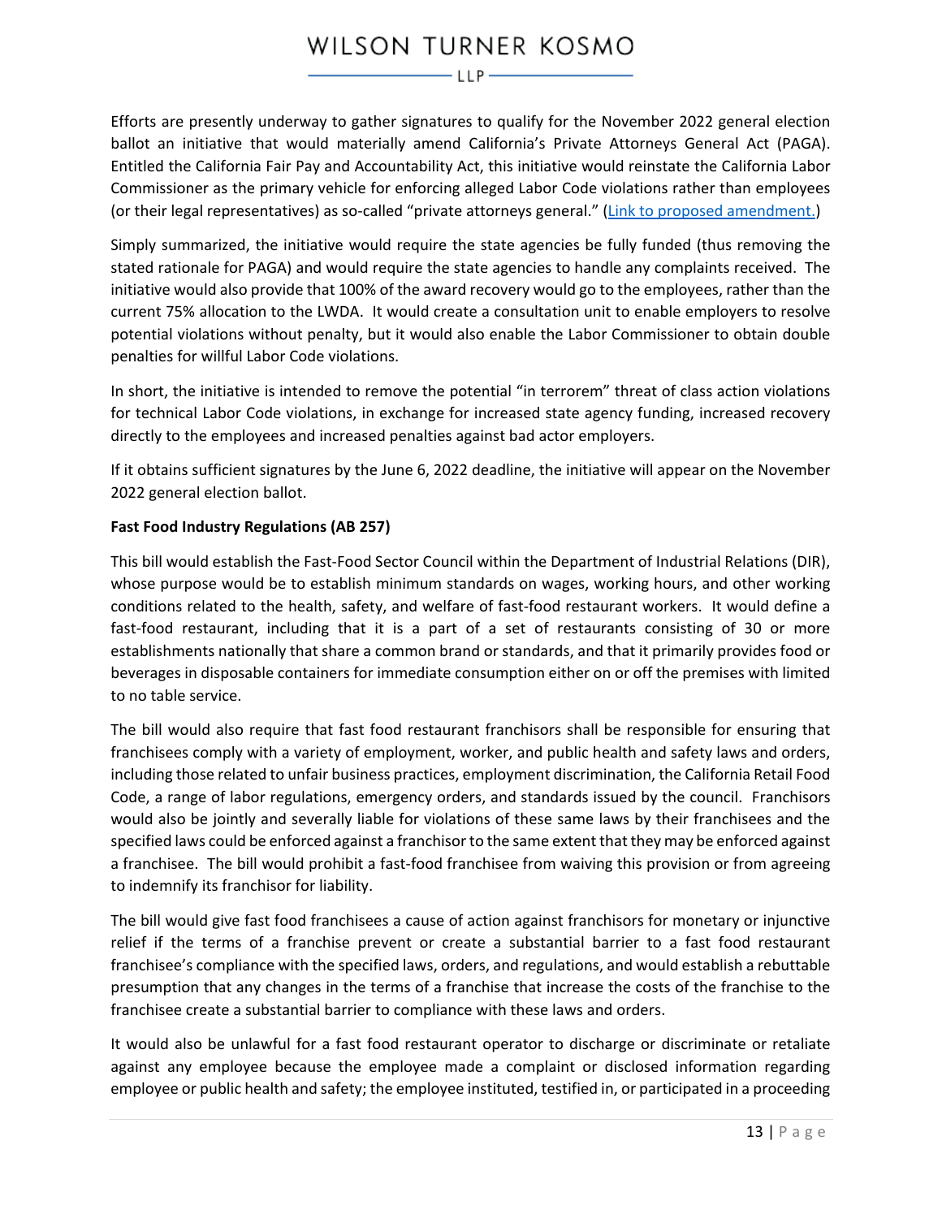Efforts are presently underway to gather signatures to qualify for the November 2022 general election ballot an initiative that would materially amend California's Private Attorneys General Act (PAGA). Entitled the California Fair Pay and Accountability Act, this initiative would reinstate the California Labor Commissioner as the primary vehicle for enforcing alleged Labor Code violations rather than employees (or their legal representatives) as so-called "private attorneys general." (Link to proposed amendment.)

Simply summarized, the initiative would require the state agencies be fully funded (thus removing the stated rationale for PAGA) and would require the state agencies to handle any complaints received. The initiative would also provide that 100% of the award recovery would go to the employees, rather than the current 75% allocation to the LWDA. It would create a consultation unit to enable employers to resolve potential violations without penalty, but it would also enable the Labor Commissioner to obtain double penalties for willful Labor Code violations.

In short, the initiative is intended to remove the potential "in terrorem" threat of class action violations for technical Labor Code violations, in exchange for increased state agency funding, increased recovery directly to the employees and increased penalties against bad actor employers.

If it obtains sufficient signatures by the June 6, 2022 deadline, the initiative will appear on the November 2022 general election ballot.

**Fast Food Industry Regulations (AB 257)**

This bill would establish the Fast-Food Sector Council within the Department of Industrial Relations (DIR), whose purpose would be to establish minimum standards on wages, working hours, and other working conditions related to the health, safety, and welfare of fast-food restaurant workers. It would define a fast-food restaurant, including that it is a part of a set of restaurants consisting of 30 or more establishments nationally that share a common brand or standards, and that it primarily provides food or beverages in disposable containers for immediate consumption either on or off the premises with limited to no table service.

The bill would also require that fast food restaurant franchisors shall be responsible for ensuring that franchisees comply with a variety of employment, worker, and public health and safety laws and orders, including those related to unfair business practices, employment discrimination, the California Retail Food Code, a range of labor regulations, emergency orders, and standards issued by the council. Franchisors would also be jointly and severally liable for violations of these same laws by their franchisees and the specified laws could be enforced against a franchisor to the same extent that they may be enforced against a franchisee. The bill would prohibit a fast-food franchisee from waiving this provision or from agreeing to indemnify its franchisor for liability.

The bill would give fast food franchisees a cause of action against franchisors for monetary or injunctive relief if the terms of a franchise prevent or create a substantial barrier to a fast food restaurant franchisee's compliance with the specified laws, orders, and regulations, and would establish a rebuttable presumption that any changes in the terms of a franchise that increase the costs of the franchise to the franchisee create a substantial barrier to compliance with these laws and orders.

It would also be unlawful for a fast food restaurant operator to discharge or discriminate or retaliate against any employee because the employee made a complaint or disclosed information regarding employee or public health and safety; the employee instituted, testified in, or participated in a proceeding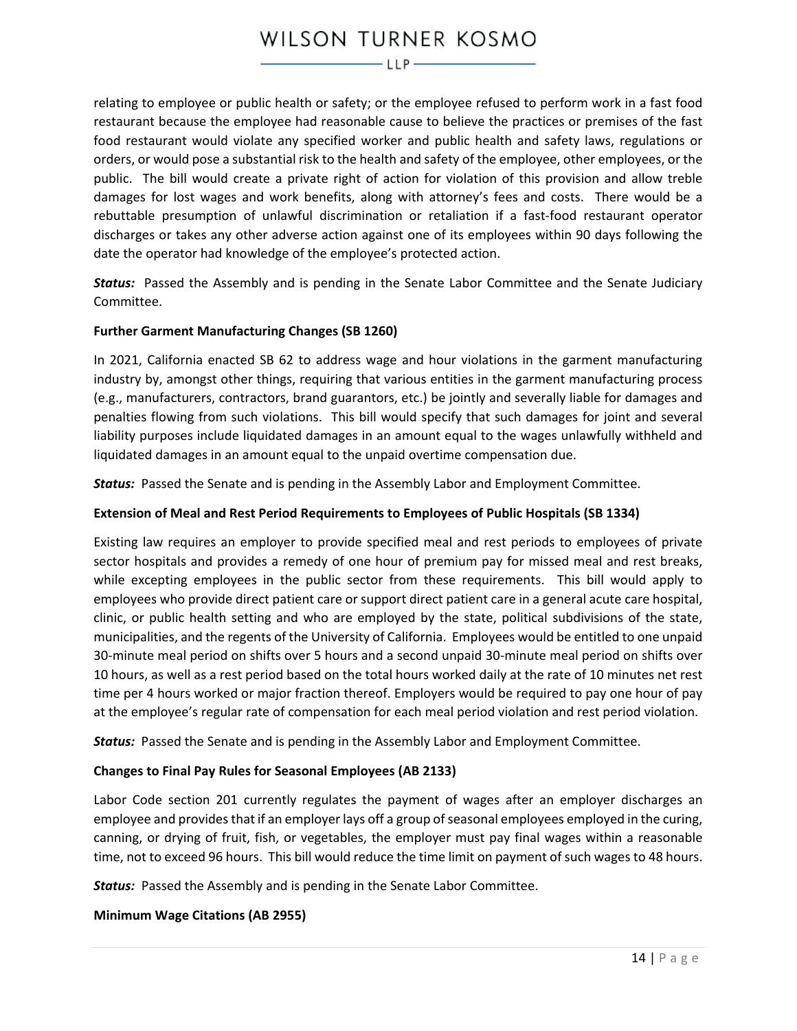relating to employee or public health or safety; or the employee refused to perform work in a fast food restaurant because the employee had reasonable cause to believe the practices or premises of the fast food restaurant would violate any specified worker and public health and safety laws, regulations or orders, or would pose a substantial risk to the health and safety of the employee, other employees, or the public. The bill would create a private right of action for violation of this provision and allow treble damages for lost wages and work benefits, along with attorney's fees and costs. There would be a rebuttable presumption of unlawful discrimination or retaliation if a fast-food restaurant operator discharges or takes any other adverse action against one of its employees within 90 days following the date the operator had knowledge of the employee's protected action.

***Status:*** Passed the Assembly and is pending in the Senate Labor Committee and the Senate Judiciary Committee.

**Further Garment Manufacturing Changes (SB 1260)**

In 2021, California enacted SB 62 to address wage and hour violations in the garment manufacturing industry by, amongst other things, requiring that various entities in the garment manufacturing process (e.g., manufacturers, contractors, brand guarantors, etc.) be jointly and severally liable for damages and penalties flowing from such violations. This bill would specify that such damages for joint and several liability purposes include liquidated damages in an amount equal to the wages unlawfully withheld and liquidated damages in an amount equal to the unpaid overtime compensation due.

***Status:*** Passed the Senate and is pending in the Assembly Labor and Employment Committee.

**Extension of Meal and Rest Period Requirements to Employees of Public Hospitals (SB 1334)**

Existing law requires an employer to provide specified meal and rest periods to employees of private sector hospitals and provides a remedy of one hour of premium pay for missed meal and rest breaks, while excepting employees in the public sector from these requirements. This bill would apply to employees who provide direct patient care or support direct patient care in a general acute care hospital, clinic, or public health setting and who are employed by the state, political subdivisions of the state, municipalities, and the regents of the University of California. Employees would be entitled to one unpaid 30-minute meal period on shifts over 5 hours and a second unpaid 30-minute meal period on shifts over 10 hours, as well as a rest period based on the total hours worked daily at the rate of 10 minutes net rest time per 4 hours worked or major fraction thereof. Employers would be required to pay one hour of pay at the employee's regular rate of compensation for each meal period violation and rest period violation.

***Status:*** Passed the Senate and is pending in the Assembly Labor and Employment Committee.

**Changes to Final Pay Rules for Seasonal Employees (AB 2133)**

Labor Code section 201 currently regulates the payment of wages after an employer discharges an employee and provides that if an employer lays off a group of seasonal employees employed in the curing, canning, or drying of fruit, fish, or vegetables, the employer must pay final wages within a reasonable time, not to exceed 96 hours. This bill would reduce the time limit on payment of such wages to 48 hours.

***Status:*** Passed the Assembly and is pending in the Senate Labor Committee.

**Minimum Wage Citations (AB 2955)**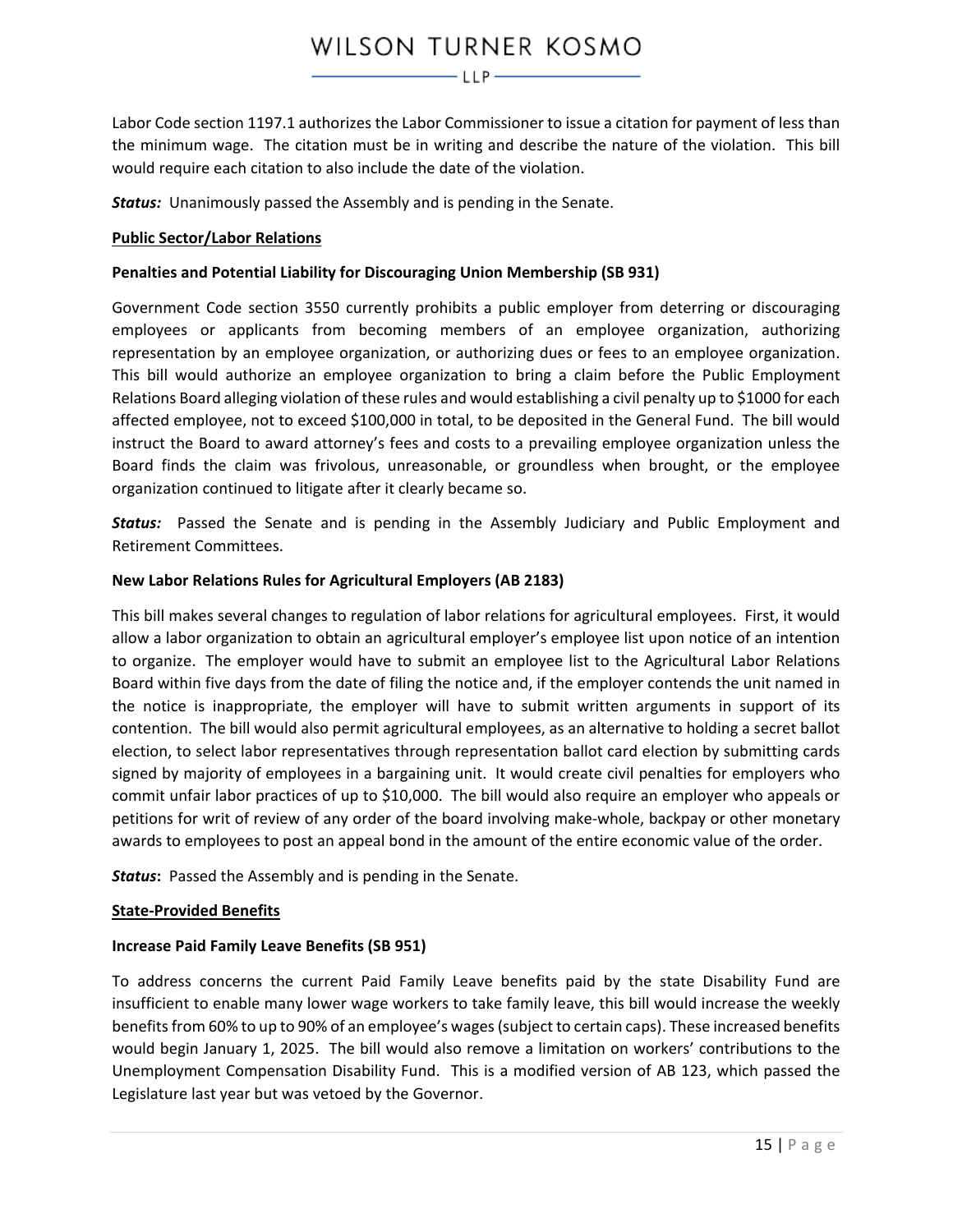Labor Code section 1197.1 authorizes the Labor Commissioner to issue a citation for payment of less than the minimum wage. The citation must be in writing and describe the nature of the violation. This bill would require each citation to also include the date of the violation.

***Status:*** Unanimously passed the Assembly and is pending in the Senate.

**Public Sector/Labor Relations**

**Penalties and Potential Liability for Discouraging Union Membership (SB 931)**

Government Code section 3550 currently prohibits a public employer from deterring or discouraging employees or applicants from becoming members of an employee organization, authorizing representation by an employee organization, or authorizing dues or fees to an employee organization. This bill would authorize an employee organization to bring a claim before the Public Employment Relations Board alleging violation of these rules and would establishing a civil penalty up to $1000 for each affected employee, not to exceed $100,000 in total, to be deposited in the General Fund. The bill would instruct the Board to award attorney's fees and costs to a prevailing employee organization unless the Board finds the claim was frivolous, unreasonable, or groundless when brought, or the employee organization continued to litigate after it clearly became so.

***Status:*** Passed the Senate and is pending in the Assembly Judiciary and Public Employment and Retirement Committees.

**New Labor Relations Rules for Agricultural Employers (AB 2183)**

This bill makes several changes to regulation of labor relations for agricultural employees. First, it would allow a labor organization to obtain an agricultural employer's employee list upon notice of an intention to organize. The employer would have to submit an employee list to the Agricultural Labor Relations Board within five days from the date of filing the notice and, if the employer contends the unit named in the notice is inappropriate, the employer will have to submit written arguments in support of its contention. The bill would also permit agricultural employees, as an alternative to holding a secret ballot election, to select labor representatives through representation ballot card election by submitting cards signed by majority of employees in a bargaining unit. It would create civil penalties for employers who commit unfair labor practices of up to $10,000. The bill would also require an employer who appeals or petitions for writ of review of any order of the board involving make-whole, backpay or other monetary awards to employees to post an appeal bond in the amount of the entire economic value of the order.

***Status*:** Passed the Assembly and is pending in the Senate.

**State-Provided Benefits**

**Increase Paid Family Leave Benefits (SB 951)**

To address concerns the current Paid Family Leave benefits paid by the state Disability Fund are insufficient to enable many lower wage workers to take family leave, this bill would increase the weekly benefits from 60% to up to 90% of an employee's wages (subject to certain caps). These increased benefits would begin January 1, 2025. The bill would also remove a limitation on workers' contributions to the Unemployment Compensation Disability Fund. This is a modified version of AB 123, which passed the Legislature last year but was vetoed by the Governor.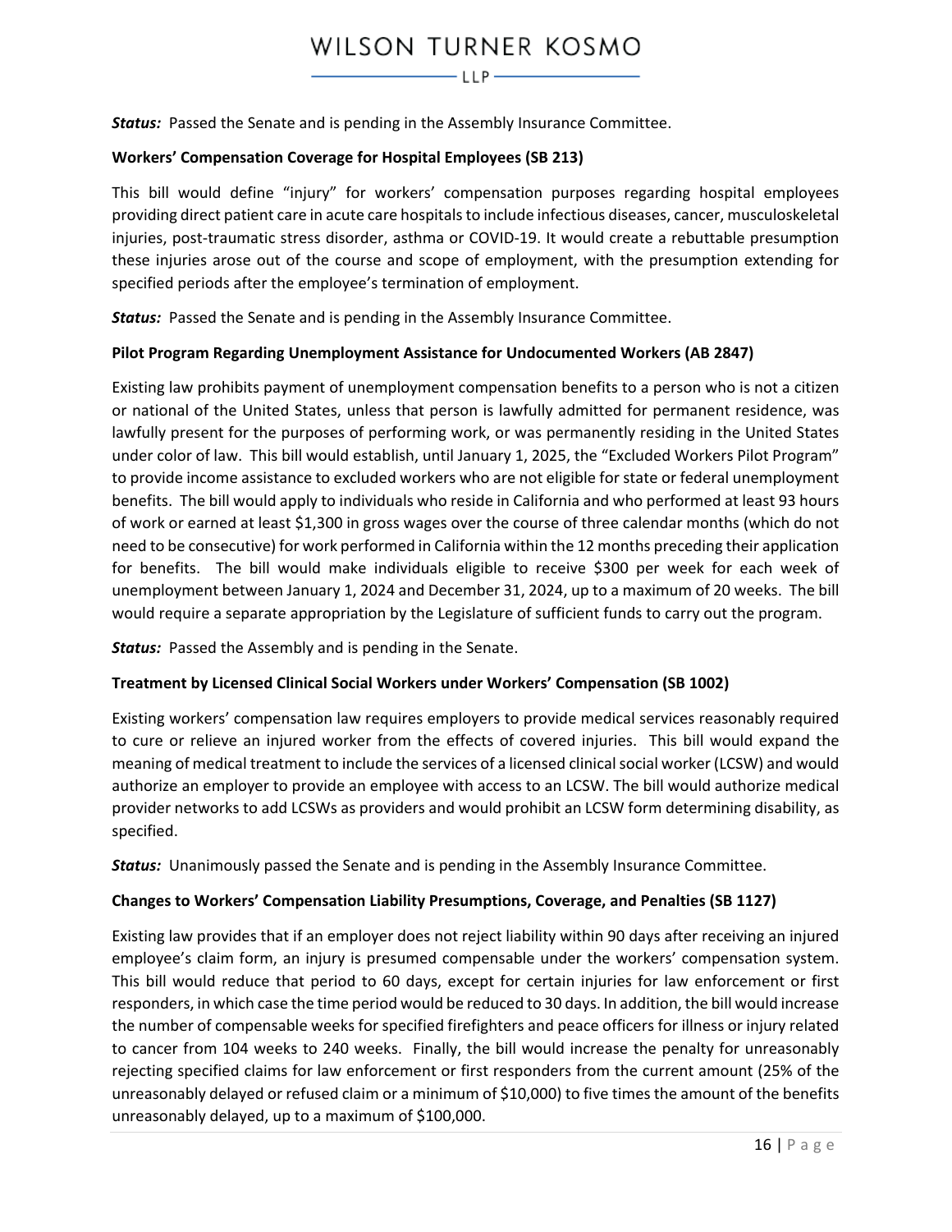***Status:*** Passed the Senate and is pending in the Assembly Insurance Committee.

**Workers' Compensation Coverage for Hospital Employees (SB 213)**

This bill would define "injury" for workers' compensation purposes regarding hospital employees providing direct patient care in acute care hospitals to include infectious diseases, cancer, musculoskeletal injuries, post-traumatic stress disorder, asthma or COVID-19. It would create a rebuttable presumption these injuries arose out of the course and scope of employment, with the presumption extending for specified periods after the employee's termination of employment.

***Status:*** Passed the Senate and is pending in the Assembly Insurance Committee.

**Pilot Program Regarding Unemployment Assistance for Undocumented Workers (AB 2847)**

Existing law prohibits payment of unemployment compensation benefits to a person who is not a citizen or national of the United States, unless that person is lawfully admitted for permanent residence, was lawfully present for the purposes of performing work, or was permanently residing in the United States under color of law. This bill would establish, until January 1, 2025, the "Excluded Workers Pilot Program" to provide income assistance to excluded workers who are not eligible for state or federal unemployment benefits. The bill would apply to individuals who reside in California and who performed at least 93 hours of work or earned at least $1,300 in gross wages over the course of three calendar months (which do not need to be consecutive) for work performed in California within the 12 months preceding their application for benefits. The bill would make individuals eligible to receive $300 per week for each week of unemployment between January 1, 2024 and December 31, 2024, up to a maximum of 20 weeks. The bill would require a separate appropriation by the Legislature of sufficient funds to carry out the program.

***Status:*** Passed the Assembly and is pending in the Senate.

**Treatment by Licensed Clinical Social Workers under Workers' Compensation (SB 1002)**

Existing workers' compensation law requires employers to provide medical services reasonably required to cure or relieve an injured worker from the effects of covered injuries. This bill would expand the meaning of medical treatment to include the services of a licensed clinical social worker (LCSW) and would authorize an employer to provide an employee with access to an LCSW. The bill would authorize medical provider networks to add LCSWs as providers and would prohibit an LCSW form determining disability, as specified.

***Status:*** Unanimously passed the Senate and is pending in the Assembly Insurance Committee.

**Changes to Workers' Compensation Liability Presumptions, Coverage, and Penalties (SB 1127)**

Existing law provides that if an employer does not reject liability within 90 days after receiving an injured employee's claim form, an injury is presumed compensable under the workers' compensation system. This bill would reduce that period to 60 days, except for certain injuries for law enforcement or first responders, in which case the time period would be reduced to 30 days. In addition, the bill would increase the number of compensable weeks for specified firefighters and peace officers for illness or injury related to cancer from 104 weeks to 240 weeks. Finally, the bill would increase the penalty for unreasonably rejecting specified claims for law enforcement or first responders from the current amount (25% of the unreasonably delayed or refused claim or a minimum of $10,000) to five times the amount of the benefits unreasonably delayed, up to a maximum of $100,000.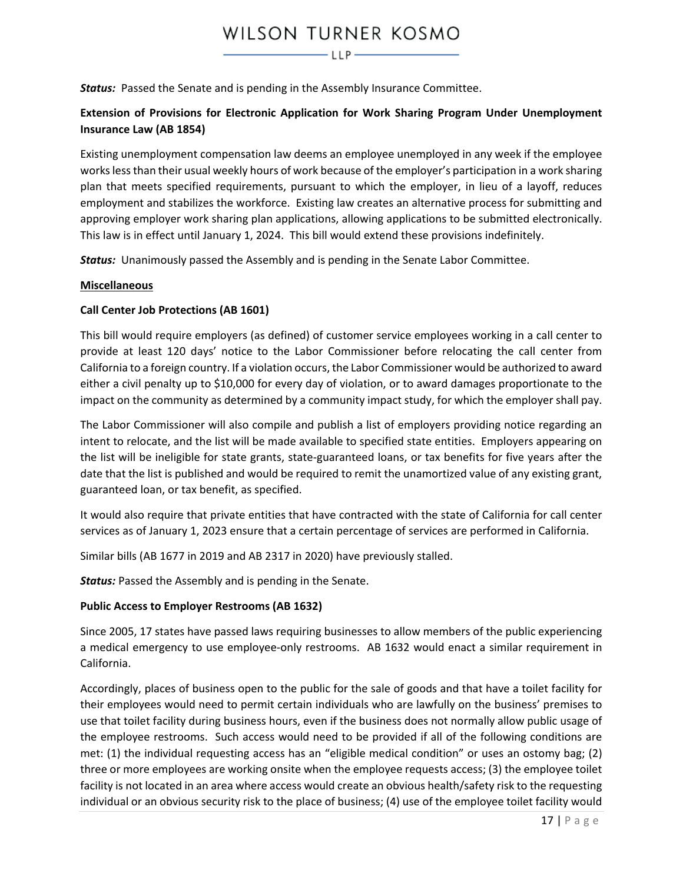***Status:*** Passed the Senate and is pending in the Assembly Insurance Committee.

**Extension of Provisions for Electronic Application for Work Sharing Program Under Unemployment Insurance Law (AB 1854)**

Existing unemployment compensation law deems an employee unemployed in any week if the employee works less than their usual weekly hours of work because of the employer's participation in a work sharing plan that meets specified requirements, pursuant to which the employer, in lieu of a layoff, reduces employment and stabilizes the workforce. Existing law creates an alternative process for submitting and approving employer work sharing plan applications, allowing applications to be submitted electronically. This law is in effect until January 1, 2024. This bill would extend these provisions indefinitely.

***Status:*** Unanimously passed the Assembly and is pending in the Senate Labor Committee.

<u>**Miscellaneous**</u>

**Call Center Job Protections (AB 1601)**

This bill would require employers (as defined) of customer service employees working in a call center to provide at least 120 days' notice to the Labor Commissioner before relocating the call center from California to a foreign country. If a violation occurs, the Labor Commissioner would be authorized to award either a civil penalty up to $10,000 for every day of violation, or to award damages proportionate to the impact on the community as determined by a community impact study, for which the employer shall pay.

The Labor Commissioner will also compile and publish a list of employers providing notice regarding an intent to relocate, and the list will be made available to specified state entities. Employers appearing on the list will be ineligible for state grants, state-guaranteed loans, or tax benefits for five years after the date that the list is published and would be required to remit the unamortized value of any existing grant, guaranteed loan, or tax benefit, as specified.

It would also require that private entities that have contracted with the state of California for call center services as of January 1, 2023 ensure that a certain percentage of services are performed in California.

Similar bills (AB 1677 in 2019 and AB 2317 in 2020) have previously stalled.

***Status:*** Passed the Assembly and is pending in the Senate.

**Public Access to Employer Restrooms (AB 1632)**

Since 2005, 17 states have passed laws requiring businesses to allow members of the public experiencing a medical emergency to use employee-only restrooms. AB 1632 would enact a similar requirement in California.

Accordingly, places of business open to the public for the sale of goods and that have a toilet facility for their employees would need to permit certain individuals who are lawfully on the business' premises to use that toilet facility during business hours, even if the business does not normally allow public usage of the employee restrooms. Such access would need to be provided if all of the following conditions are met: (1) the individual requesting access has an "eligible medical condition" or uses an ostomy bag; (2) three or more employees are working onsite when the employee requests access; (3) the employee toilet facility is not located in an area where access would create an obvious health/safety risk to the requesting individual or an obvious security risk to the place of business; (4) use of the employee toilet facility would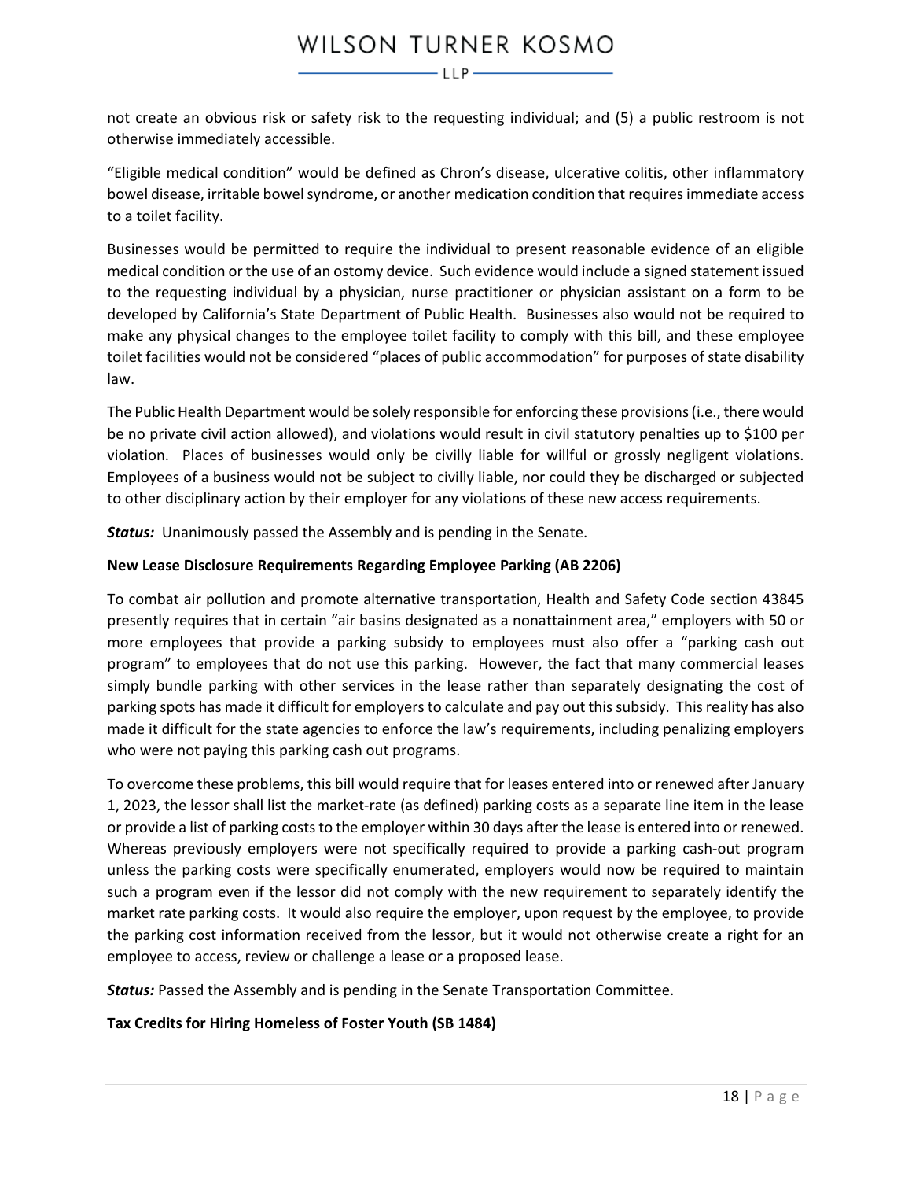not create an obvious risk or safety risk to the requesting individual; and (5) a public restroom is not otherwise immediately accessible.

“Eligible medical condition” would be defined as Chron’s disease, ulcerative colitis, other inflammatory bowel disease, irritable bowel syndrome, or another medication condition that requires immediate access to a toilet facility.

Businesses would be permitted to require the individual to present reasonable evidence of an eligible medical condition or the use of an ostomy device. Such evidence would include a signed statement issued to the requesting individual by a physician, nurse practitioner or physician assistant on a form to be developed by California’s State Department of Public Health. Businesses also would not be required to make any physical changes to the employee toilet facility to comply with this bill, and these employee toilet facilities would not be considered “places of public accommodation” for purposes of state disability law.

The Public Health Department would be solely responsible for enforcing these provisions (i.e., there would be no private civil action allowed), and violations would result in civil statutory penalties up to $100 per violation. Places of businesses would only be civilly liable for willful or grossly negligent violations. Employees of a business would not be subject to civilly liable, nor could they be discharged or subjected to other disciplinary action by their employer for any violations of these new access requirements.

***Status:*** Unanimously passed the Assembly and is pending in the Senate.

**New Lease Disclosure Requirements Regarding Employee Parking (AB 2206)**

To combat air pollution and promote alternative transportation, Health and Safety Code section 43845 presently requires that in certain “air basins designated as a nonattainment area,” employers with 50 or more employees that provide a parking subsidy to employees must also offer a “parking cash out program” to employees that do not use this parking. However, the fact that many commercial leases simply bundle parking with other services in the lease rather than separately designating the cost of parking spots has made it difficult for employers to calculate and pay out this subsidy. This reality has also made it difficult for the state agencies to enforce the law’s requirements, including penalizing employers who were not paying this parking cash out programs.

To overcome these problems, this bill would require that for leases entered into or renewed after January 1, 2023, the lessor shall list the market-rate (as defined) parking costs as a separate line item in the lease or provide a list of parking costs to the employer within 30 days after the lease is entered into or renewed. Whereas previously employers were not specifically required to provide a parking cash-out program unless the parking costs were specifically enumerated, employers would now be required to maintain such a program even if the lessor did not comply with the new requirement to separately identify the market rate parking costs. It would also require the employer, upon request by the employee, to provide the parking cost information received from the lessor, but it would not otherwise create a right for an employee to access, review or challenge a lease or a proposed lease.

***Status:*** Passed the Assembly and is pending in the Senate Transportation Committee.

**Tax Credits for Hiring Homeless of Foster Youth (SB 1484)**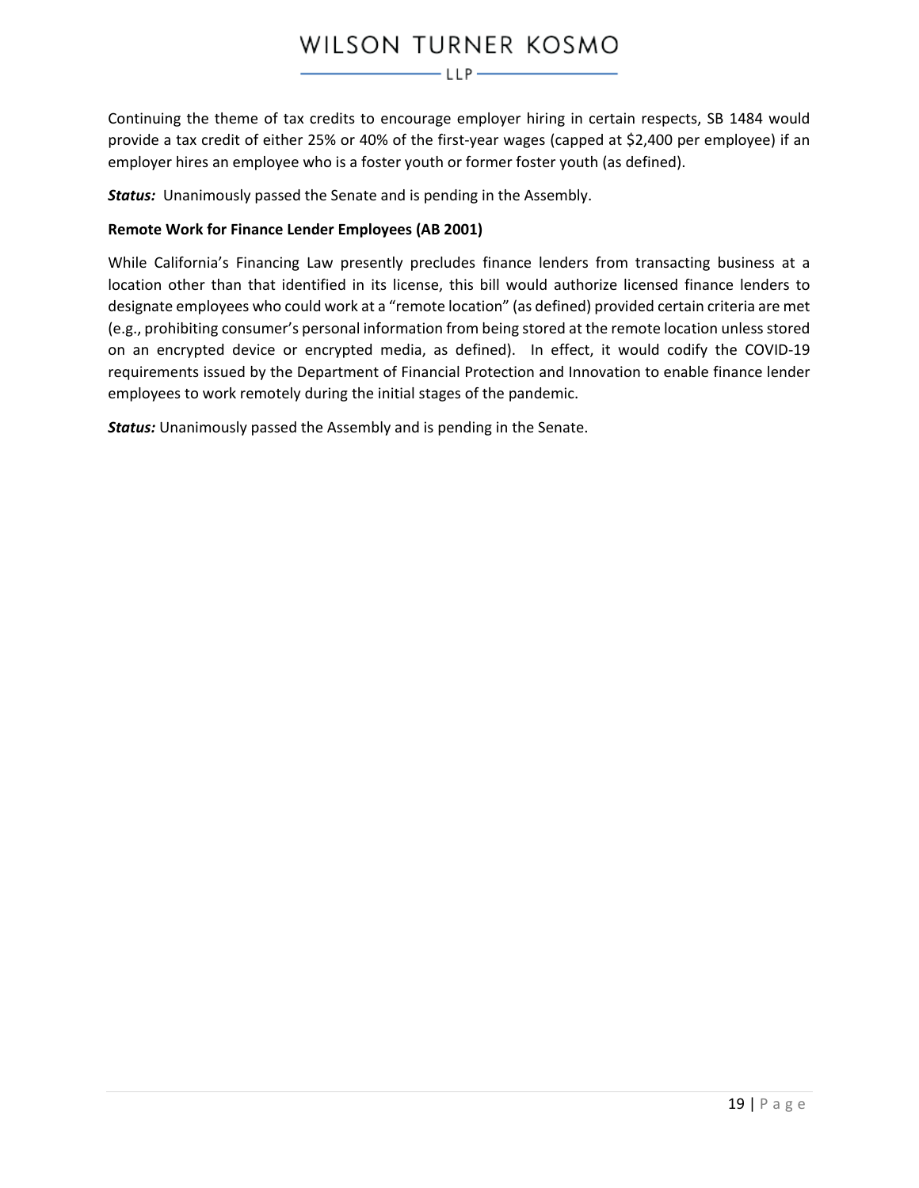Continuing the theme of tax credits to encourage employer hiring in certain respects, SB 1484 would provide a tax credit of either 25% or 40% of the first-year wages (capped at $2,400 per employee) if an employer hires an employee who is a foster youth or former foster youth (as defined).

***Status:*** Unanimously passed the Senate and is pending in the Assembly.

**Remote Work for Finance Lender Employees (AB 2001)**

While California's Financing Law presently precludes finance lenders from transacting business at a location other than that identified in its license, this bill would authorize licensed finance lenders to designate employees who could work at a "remote location" (as defined) provided certain criteria are met (e.g., prohibiting consumer's personal information from being stored at the remote location unless stored on an encrypted device or encrypted media, as defined). In effect, it would codify the COVID-19 requirements issued by the Department of Financial Protection and Innovation to enable finance lender employees to work remotely during the initial stages of the pandemic.

***Status:*** Unanimously passed the Assembly and is pending in the Senate.